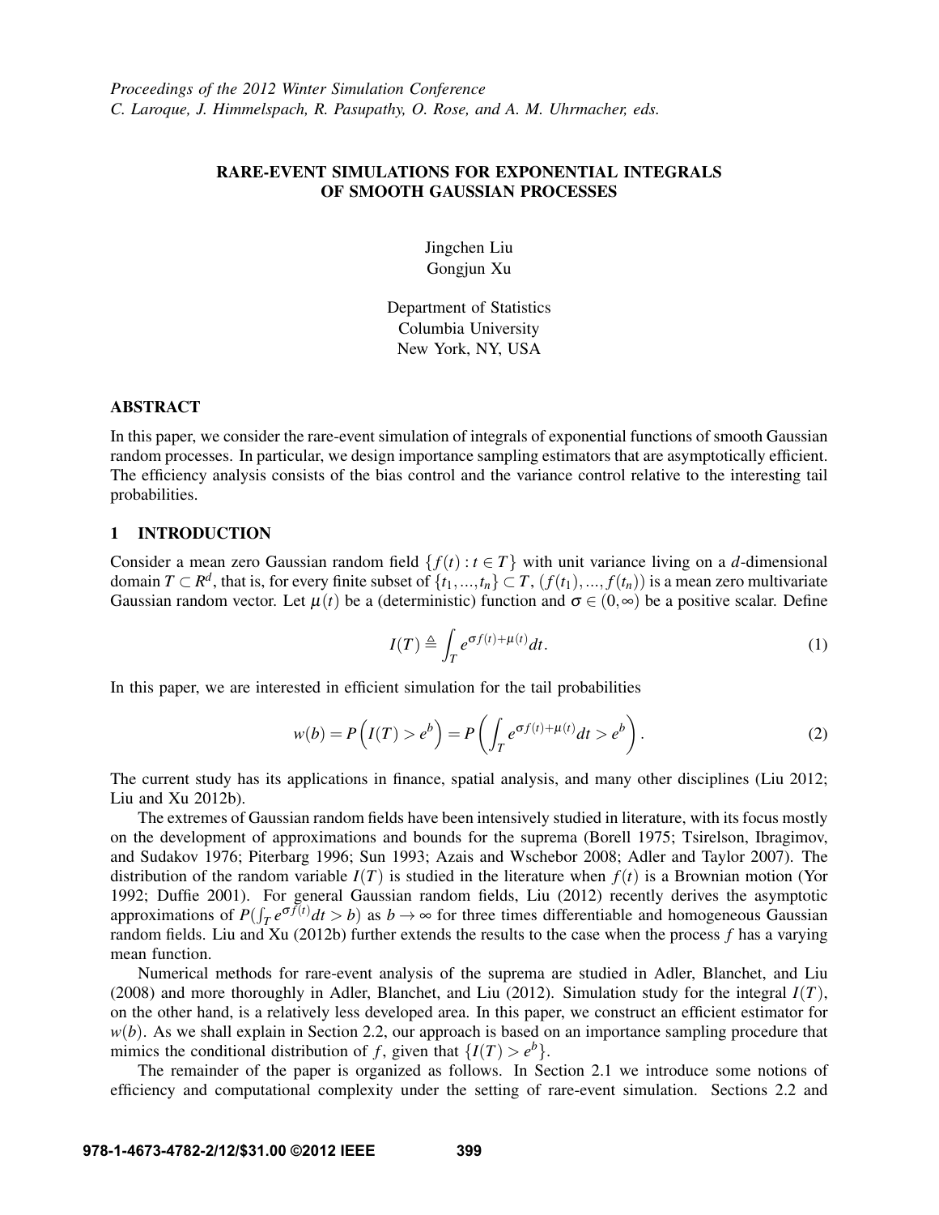*Proceedings of the 2012 Winter Simulation Conference*
*C. Laroque, J. Himmelspach, R. Pasupathy, O. Rose, and A. M. Uhrmacher, eds.*

# RARE-EVENT SIMULATIONS FOR EXPONENTIAL INTEGRALS OF SMOOTH GAUSSIAN PROCESSES

Jingchen Liu
Gongjun Xu

Department of Statistics
Columbia University
New York, NY, USA

## ABSTRACT

In this paper, we consider the rare-event simulation of integrals of exponential functions of smooth Gaussian random processes. In particular, we design importance sampling estimators that are asymptotically efficient. The efficiency analysis consists of the bias control and the variance control relative to the interesting tail probabilities.

## 1 INTRODUCTION

Consider a mean zero Gaussian random field $\{f(t) : t \in T\}$ with unit variance living on a $d$-dimensional domain $T \subset R^d$, that is, for every finite subset of $\{t_1, ..., t_n\} \subset T$, $(f(t_1), ..., f(t_n))$ is a mean zero multivariate Gaussian random vector. Let $\mu(t)$ be a (deterministic) function and $\sigma \in (0, \infty)$ be a positive scalar. Define

$$I(T) \triangleq \int_T e^{\sigma f(t)+\mu(t)} dt. \tag{1}$$

In this paper, we are interested in efficient simulation for the tail probabilities

$$w(b) = P\left(I(T) > e^b\right) = P\left(\int_T e^{\sigma f(t)+\mu(t)} dt > e^b\right). \tag{2}$$

The current study has its applications in finance, spatial analysis, and many other disciplines (Liu 2012; Liu and Xu 2012b).

The extremes of Gaussian random fields have been intensively studied in literature, with its focus mostly on the development of approximations and bounds for the suprema (Borell 1975; Tsirelson, Ibragimov, and Sudakov 1976; Piterbarg 1996; Sun 1993; Azais and Wschebor 2008; Adler and Taylor 2007). The distribution of the random variable $I(T)$ is studied in the literature when $f(t)$ is a Brownian motion (Yor 1992; Duffie 2001). For general Gaussian random fields, Liu (2012) recently derives the asymptotic approximations of $P(\int_T e^{\sigma f(t)} dt > b)$ as $b \to \infty$ for three times differentiable and homogeneous Gaussian random fields. Liu and Xu (2012b) further extends the results to the case when the process $f$ has a varying mean function.

Numerical methods for rare-event analysis of the suprema are studied in Adler, Blanchet, and Liu (2008) and more thoroughly in Adler, Blanchet, and Liu (2012). Simulation study for the integral $I(T)$, on the other hand, is a relatively less developed area. In this paper, we construct an efficient estimator for $w(b)$. As we shall explain in Section 2.2, our approach is based on an importance sampling procedure that mimics the conditional distribution of $f$, given that $\{I(T) > e^b\}$.

The remainder of the paper is organized as follows. In Section 2.1 we introduce some notions of efficiency and computational complexity under the setting of rare-event simulation. Sections 2.2 and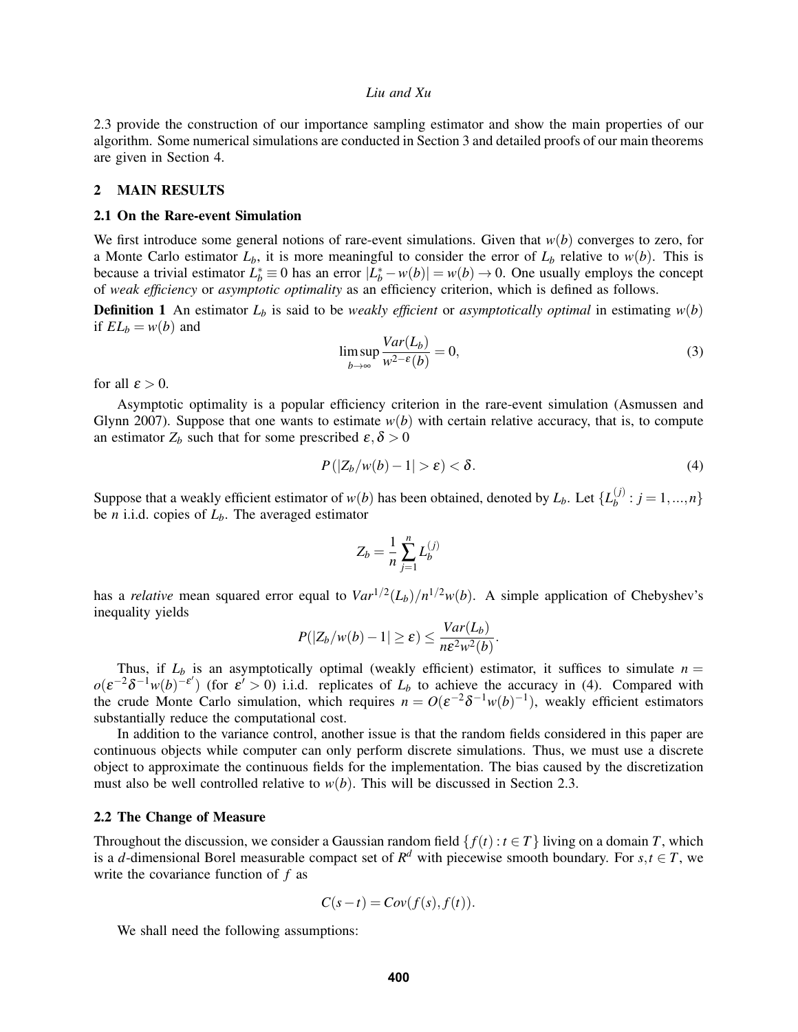2.3 provide the construction of our importance sampling estimator and show the main properties of our algorithm. Some numerical simulations are conducted in Section 3 and detailed proofs of our main theorems are given in Section 4.

## 2 MAIN RESULTS

### 2.1 On the Rare-event Simulation

We first introduce some general notions of rare-event simulations. Given that $w(b)$ converges to zero, for a Monte Carlo estimator $L_b$, it is more meaningful to consider the error of $L_b$ relative to $w(b)$. This is because a trivial estimator $L_b^* \equiv 0$ has an error $|L_b^* - w(b)| = w(b) \to 0$. One usually employs the concept of *weak efficiency* or *asymptotic optimality* as an efficiency criterion, which is defined as follows.

**Definition 1** An estimator $L_b$ is said to be *weakly efficient* or *asymptotically optimal* in estimating $w(b)$ if $EL_b = w(b)$ and

$$\limsup_{b\to\infty} \frac{Var(L_b)}{w^{2-\varepsilon}(b)} = 0, \tag{3}$$

for all $\varepsilon > 0$.

Asymptotic optimality is a popular efficiency criterion in the rare-event simulation (Asmussen and Glynn 2007). Suppose that one wants to estimate $w(b)$ with certain relative accuracy, that is, to compute an estimator $Z_b$ such that for some prescribed $\varepsilon, \delta > 0$

$$P\left(|Z_b/w(b) - 1| > \varepsilon\right) < \delta. \tag{4}$$

Suppose that a weakly efficient estimator of $w(b)$ has been obtained, denoted by $L_b$. Let $\{L_b^{(j)} : j = 1, ..., n\}$ be $n$ i.i.d. copies of $L_b$. The averaged estimator

$$Z_b = \frac{1}{n}\sum_{j=1}^{n} L_b^{(j)}$$

has a *relative* mean squared error equal to $Var^{1/2}(L_b)/n^{1/2}w(b)$. A simple application of Chebyshev's inequality yields

$$P(|Z_b/w(b) - 1| \geq \varepsilon) \leq \frac{Var(L_b)}{n\varepsilon^2 w^2(b)}.$$

Thus, if $L_b$ is an asymptotically optimal (weakly efficient) estimator, it suffices to simulate $n = o(\varepsilon^{-2}\delta^{-1}w(b)^{-\varepsilon'})$ (for $\varepsilon' > 0$) i.i.d. replicates of $L_b$ to achieve the accuracy in (4). Compared with the crude Monte Carlo simulation, which requires $n = O(\varepsilon^{-2}\delta^{-1}w(b)^{-1})$, weakly efficient estimators substantially reduce the computational cost.

In addition to the variance control, another issue is that the random fields considered in this paper are continuous objects while computer can only perform discrete simulations. Thus, we must use a discrete object to approximate the continuous fields for the implementation. The bias caused by the discretization must also be well controlled relative to $w(b)$. This will be discussed in Section 2.3.

### 2.2 The Change of Measure

Throughout the discussion, we consider a Gaussian random field $\{f(t) : t \in T\}$ living on a domain $T$, which is a $d$-dimensional Borel measurable compact set of $R^d$ with piecewise smooth boundary. For $s, t \in T$, we write the covariance function of $f$ as

$$C(s-t) = Cov(f(s), f(t)).$$

We shall need the following assumptions: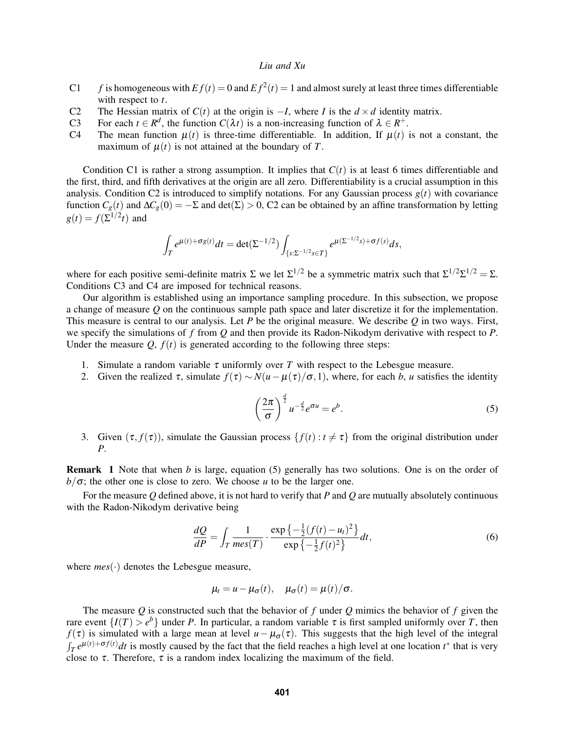C1 $\quad f$ is homogeneous with $Ef(t) = 0$ and $Ef^2(t) = 1$ and almost surely at least three times differentiable with respect to $t$.

C2 $\quad$ The Hessian matrix of $C(t)$ at the origin is $-I$, where $I$ is the $d \times d$ identity matrix.

C3 $\quad$ For each $t \in R^d$, the function $C(\lambda t)$ is a non-increasing function of $\lambda \in R^+$.

C4 $\quad$ The mean function $\mu(t)$ is three-time differentiable. In addition, If $\mu(t)$ is not a constant, the maximum of $\mu(t)$ is not attained at the boundary of $T$.

Condition C1 is rather a strong assumption. It implies that $C(t)$ is at least 6 times differentiable and the first, third, and fifth derivatives at the origin are all zero. Differentiability is a crucial assumption in this analysis. Condition C2 is introduced to simplify notations. For any Gaussian process $g(t)$ with covariance function $C_g(t)$ and $\Delta C_g(0) = -\Sigma$ and $\det(\Sigma) > 0$, C2 can be obtained by an affine transformation by letting $g(t) = f(\Sigma^{1/2} t)$ and

$$\int_T e^{\mu(t)+\sigma g(t)} dt = \det(\Sigma^{-1/2}) \int_{\{s : \Sigma^{-1/2} s \in T\}} e^{\mu(\Sigma^{-1/2} s) + \sigma f(s)} ds,$$

where for each positive semi-definite matrix $\Sigma$ we let $\Sigma^{1/2}$ be a symmetric matrix such that $\Sigma^{1/2}\Sigma^{1/2} = \Sigma$. Conditions C3 and C4 are imposed for technical reasons.

Our algorithm is established using an importance sampling procedure. In this subsection, we propose a change of measure $Q$ on the continuous sample path space and later discretize it for the implementation. This measure is central to our analysis. Let $P$ be the original measure. We describe $Q$ in two ways. First, we specify the simulations of $f$ from $Q$ and then provide its Radon-Nikodym derivative with respect to $P$. Under the measure $Q$, $f(t)$ is generated according to the following three steps:

1. Simulate a random variable $\tau$ uniformly over $T$ with respect to the Lebesgue measure.
2. Given the realized $\tau$, simulate $f(\tau) \sim N(u - \mu(\tau)/\sigma, 1)$, where, for each $b$, $u$ satisfies the identity

$$\left(\frac{2\pi}{\sigma}\right)^{\frac{d}{2}} u^{-\frac{d}{2}} e^{\sigma u} = e^b. \tag{5}$$

3. Given $(\tau, f(\tau))$, simulate the Gaussian process $\{f(t) : t \neq \tau\}$ from the original distribution under $P$.

**Remark 1** Note that when $b$ is large, equation (5) generally has two solutions. One is on the order of $b/\sigma$; the other one is close to zero. We choose $u$ to be the larger one.

For the measure $Q$ defined above, it is not hard to verify that $P$ and $Q$ are mutually absolutely continuous with the Radon-Nikodym derivative being

$$\frac{dQ}{dP} = \int_T \frac{1}{mes(T)} \cdot \frac{\exp\left\{-\frac{1}{2}(f(t) - u_t)^2\right\}}{\exp\left\{-\frac{1}{2} f(t)^2\right\}} dt, \tag{6}$$

where $mes(\cdot)$ denotes the Lebesgue measure,

$$\mu_t = u - \mu_\sigma(t), \quad \mu_\sigma(t) = \mu(t)/\sigma.$$

The measure $Q$ is constructed such that the behavior of $f$ under $Q$ mimics the behavior of $f$ given the rare event $\{I(T) > e^b\}$ under $P$. In particular, a random variable $\tau$ is first sampled uniformly over $T$, then $f(\tau)$ is simulated with a large mean at level $u - \mu_\sigma(\tau)$. This suggests that the high level of the integral $\int_T e^{\mu(t)+\sigma f(t)} dt$ is mostly caused by the fact that the field reaches a high level at one location $t^*$ that is very close to $\tau$. Therefore, $\tau$ is a random index localizing the maximum of the field.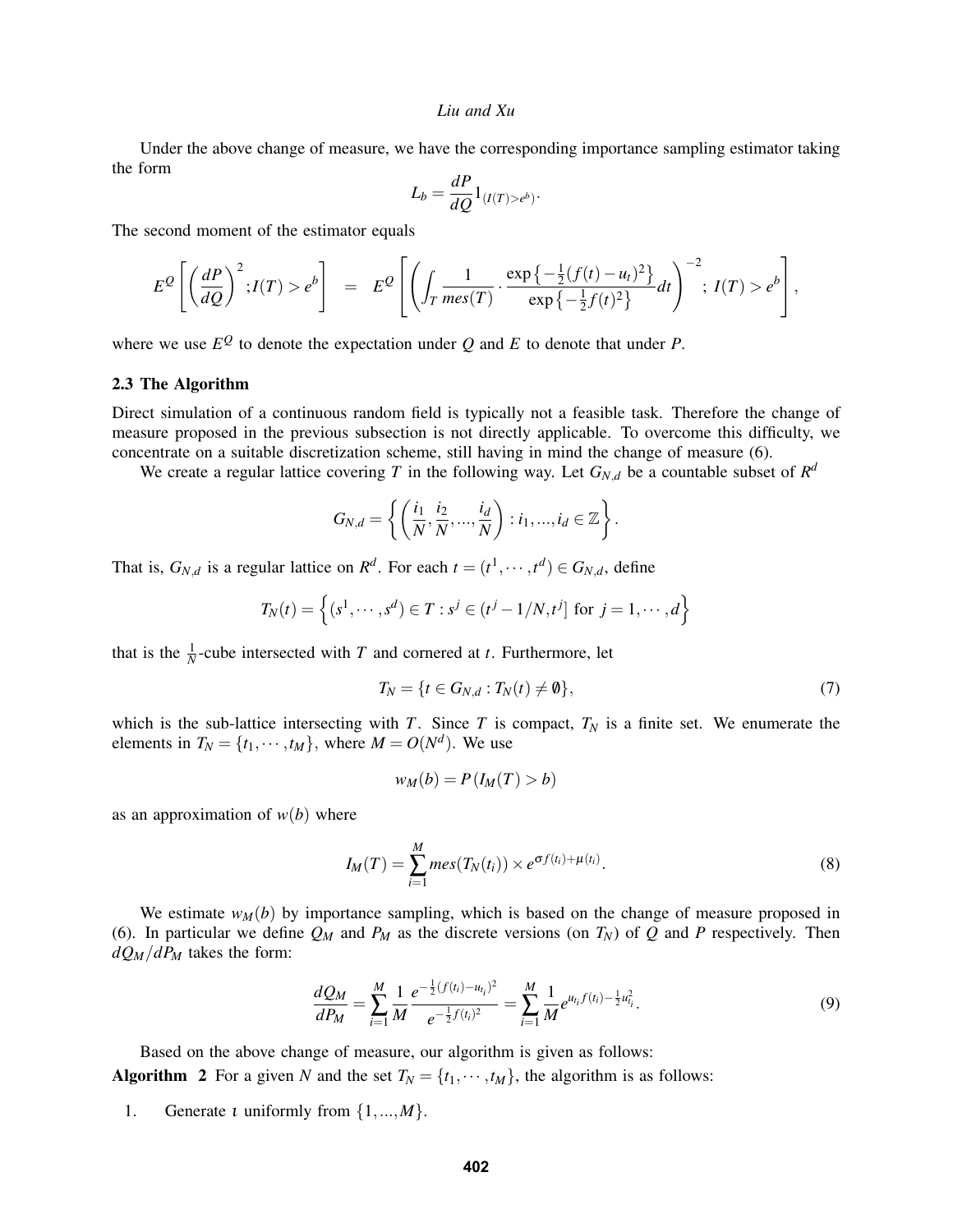Under the above change of measure, we have the corresponding importance sampling estimator taking the form

$$L_b = \frac{dP}{dQ} 1_{(I(T)>e^b)}.$$

The second moment of the estimator equals

$$E^Q\left[\left(\frac{dP}{dQ}\right)^2; I(T) > e^b\right] = E^Q\left[\left(\int_T \frac{1}{mes(T)} \cdot \frac{\exp\left\{-\frac{1}{2}(f(t)-u_t)^2\right\}}{\exp\left\{-\frac{1}{2}f(t)^2\right\}} dt\right)^{-2}; \ I(T) > e^b\right],$$

where we use $E^Q$ to denote the expectation under $Q$ and $E$ to denote that under $P$.

### 2.3 The Algorithm

Direct simulation of a continuous random field is typically not a feasible task. Therefore the change of measure proposed in the previous subsection is not directly applicable. To overcome this difficulty, we concentrate on a suitable discretization scheme, still having in mind the change of measure (6).

We create a regular lattice covering $T$ in the following way. Let $G_{N,d}$ be a countable subset of $R^d$

$$G_{N,d} = \left\{\left(\frac{i_1}{N}, \frac{i_2}{N}, ..., \frac{i_d}{N}\right) : i_1, ..., i_d \in \mathbb{Z}\right\}.$$

That is, $G_{N,d}$ is a regular lattice on $R^d$. For each $t = (t^1, \cdots, t^d) \in G_{N,d}$, define

$$T_N(t) = \left\{(s^1, \cdots, s^d) \in T : s^j \in (t^j - 1/N, t^j] \text{ for } j = 1, \cdots, d\right\}$$

that is the $\frac{1}{N}$-cube intersected with $T$ and cornered at $t$. Furthermore, let

$$T_N = \{t \in G_{N,d} : T_N(t) \neq \emptyset\}, \tag{7}$$

which is the sub-lattice intersecting with $T$. Since $T$ is compact, $T_N$ is a finite set. We enumerate the elements in $T_N = \{t_1, \cdots, t_M\}$, where $M = O(N^d)$. We use

$$w_M(b) = P(I_M(T) > b)$$

as an approximation of $w(b)$ where

$$I_M(T) = \sum_{i=1}^{M} mes(T_N(t_i)) \times e^{\sigma f(t_i) + \mu(t_i)}. \tag{8}$$

We estimate $w_M(b)$ by importance sampling, which is based on the change of measure proposed in (6). In particular we define $Q_M$ and $P_M$ as the discrete versions (on $T_N$) of $Q$ and $P$ respectively. Then $dQ_M/dP_M$ takes the form:

$$\frac{dQ_M}{dP_M} = \sum_{i=1}^{M} \frac{1}{M} \frac{e^{-\frac{1}{2}(f(t_i)-u_{t_i})^2}}{e^{-\frac{1}{2}f(t_i)^2}} = \sum_{i=1}^{M} \frac{1}{M} e^{u_{t_i} f(t_i) - \frac{1}{2}u_{t_i}^2}. \tag{9}$$

Based on the above change of measure, our algorithm is given as follows:

**Algorithm 2** For a given $N$ and the set $T_N = \{t_1, \cdots, t_M\}$, the algorithm is as follows:

1. Generate $\iota$ uniformly from $\{1, ..., M\}$.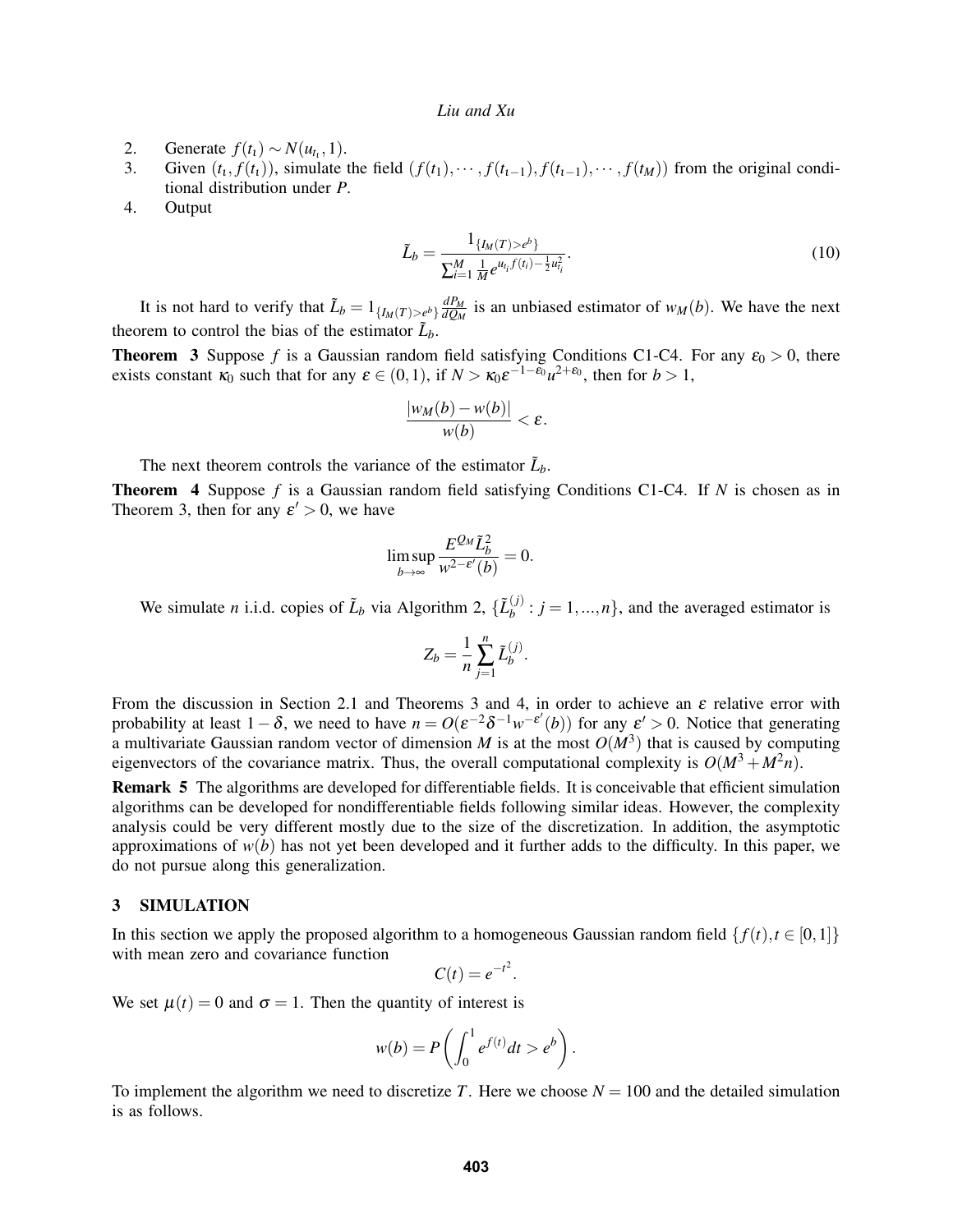2. Generate $f(t_\iota) \sim N(u_{t_\iota}, 1)$.
3. Given $(t_\iota, f(t_\iota))$, simulate the field $(f(t_1), \cdots, f(t_{\iota-1}), f(t_{\iota-1}), \cdots, f(t_M))$ from the original conditional distribution under $P$.
4. Output

$$\tilde{L}_b = \frac{1_{\{I_M(T) > e^b\}}}{\sum_{i=1}^{M} \frac{1}{M} e^{u_{t_i} f(t_i) - \frac{1}{2} u_{t_i}^2}}. \tag{10}$$

It is not hard to verify that $\tilde{L}_b = 1_{\{I_M(T) > e^b\}} \frac{dP_M}{dQ_M}$ is an unbiased estimator of $w_M(b)$. We have the next theorem to control the bias of the estimator $\tilde{L}_b$.

**Theorem 3** Suppose $f$ is a Gaussian random field satisfying Conditions C1-C4. For any $\varepsilon_0 > 0$, there exists constant $\kappa_0$ such that for any $\varepsilon \in (0,1)$, if $N > \kappa_0 \varepsilon^{-1-\varepsilon_0} u^{2+\varepsilon_0}$, then for $b > 1$,

$$\frac{|w_M(b) - w(b)|}{w(b)} < \varepsilon.$$

The next theorem controls the variance of the estimator $\tilde{L}_b$.

**Theorem 4** Suppose $f$ is a Gaussian random field satisfying Conditions C1-C4. If $N$ is chosen as in Theorem 3, then for any $\varepsilon' > 0$, we have

$$\limsup_{b \to \infty} \frac{E^{Q_M} \tilde{L}_b^2}{w^{2-\varepsilon'}(b)} = 0.$$

We simulate $n$ i.i.d. copies of $\tilde{L}_b$ via Algorithm 2, $\{\tilde{L}_b^{(j)} : j = 1, ..., n\}$, and the averaged estimator is

$$Z_b = \frac{1}{n} \sum_{j=1}^{n} \tilde{L}_b^{(j)}.$$

From the discussion in Section 2.1 and Theorems 3 and 4, in order to achieve an $\varepsilon$ relative error with probability at least $1 - \delta$, we need to have $n = O(\varepsilon^{-2} \delta^{-1} w^{-\varepsilon'}(b))$ for any $\varepsilon' > 0$. Notice that generating a multivariate Gaussian random vector of dimension $M$ is at the most $O(M^3)$ that is caused by computing eigenvectors of the covariance matrix. Thus, the overall computational complexity is $O(M^3 + M^2 n)$.

**Remark 5** The algorithms are developed for differentiable fields. It is conceivable that efficient simulation algorithms can be developed for nondifferentiable fields following similar ideas. However, the complexity analysis could be very different mostly due to the size of the discretization. In addition, the asymptotic approximations of $w(b)$ has not yet been developed and it further adds to the difficulty. In this paper, we do not pursue along this generalization.

## 3 SIMULATION

In this section we apply the proposed algorithm to a homogeneous Gaussian random field $\{f(t), t \in [0,1]\}$ with mean zero and covariance function

$$C(t) = e^{-t^2}.$$

We set $\mu(t) = 0$ and $\sigma = 1$. Then the quantity of interest is

$$w(b) = P\left(\int_0^1 e^{f(t)} dt > e^b\right).$$

To implement the algorithm we need to discretize $T$. Here we choose $N = 100$ and the detailed simulation is as follows.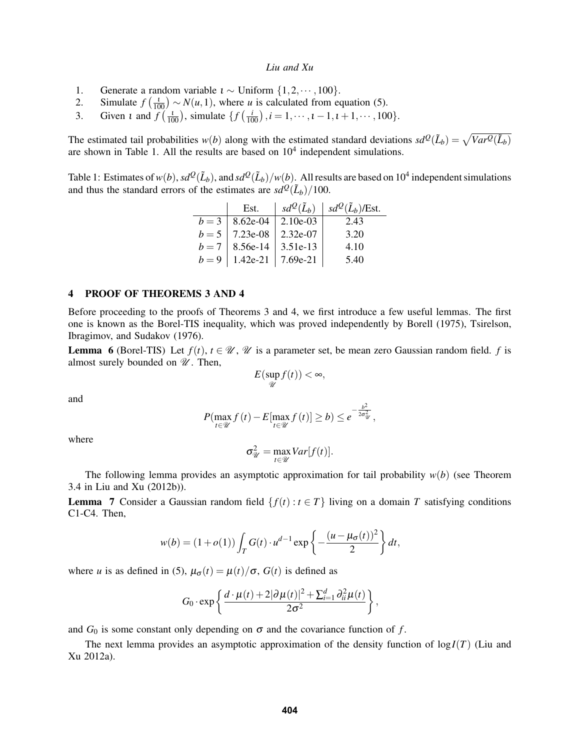1. Generate a random variable $\iota \sim$ Uniform $\{1, 2, \cdots, 100\}$.
2. Simulate $f\left(\frac{\iota}{100}\right) \sim N(u, 1)$, where $u$ is calculated from equation (5).
3. Given $\iota$ and $f\left(\frac{\iota}{100}\right)$, simulate $\{f\left(\frac{i}{100}\right), i = 1, \cdots, \iota - 1, \iota + 1, \cdots, 100\}$.

The estimated tail probabilities $w(b)$ along with the estimated standard deviations $sd^Q(\tilde{L}_b) = \sqrt{Var^Q(\tilde{L}_b)}$ are shown in Table 1. All the results are based on $10^4$ independent simulations.

Table 1: Estimates of $w(b)$, $sd^Q(\tilde{L}_b)$, and $sd^Q(\tilde{L}_b)/w(b)$. All results are based on $10^4$ independent simulations and thus the standard errors of the estimates are $sd^Q(\tilde{L}_b)/100$.

| | Est. | $sd^Q(\tilde{L}_b)$ | $sd^Q(\tilde{L}_b)$/Est. |
|---|---|---|---|
| $b = 3$ | 8.62e-04 | 2.10e-03 | 2.43 |
| $b = 5$ | 7.23e-08 | 2.32e-07 | 3.20 |
| $b = 7$ | 8.56e-14 | 3.51e-13 | 4.10 |
| $b = 9$ | 1.42e-21 | 7.69e-21 | 5.40 |

## 4 PROOF OF THEOREMS 3 AND 4

Before proceeding to the proofs of Theorems 3 and 4, we first introduce a few useful lemmas. The first one is known as the Borel-TIS inequality, which was proved independently by Borell (1975), Tsirelson, Ibragimov, and Sudakov (1976).

**Lemma 6** (Borel-TIS) Let $f(t)$, $t \in \mathscr{U}$, $\mathscr{U}$ is a parameter set, be mean zero Gaussian random field. $f$ is almost surely bounded on $\mathscr{U}$. Then,

$$E(\sup_{\mathscr{U}} f(t)) < \infty,$$

and

$$P(\max_{t\in\mathscr{U}} f(t) - E[\max_{t\in\mathscr{U}} f(t)] \geq b) \leq e^{-\frac{b^2}{2\sigma_{\mathscr{U}}^2}},$$

where

$$\sigma_{\mathscr{U}}^2 = \max_{t\in\mathscr{U}} Var[f(t)].$$

The following lemma provides an asymptotic approximation for tail probability $w(b)$ (see Theorem 3.4 in Liu and Xu (2012b)).

**Lemma 7** Consider a Gaussian random field $\{f(t) : t \in T\}$ living on a domain $T$ satisfying conditions C1-C4. Then,

$$w(b) = (1 + o(1)) \int_T G(t) \cdot u^{d-1} \exp\left\{-\frac{(u - \mu_\sigma(t))^2}{2}\right\} dt,$$

where $u$ is as defined in (5), $\mu_\sigma(t) = \mu(t)/\sigma$, $G(t)$ is defined as

$$G_0 \cdot \exp\left\{\frac{d \cdot \mu(t) + 2|\partial \mu(t)|^2 + \sum_{i=1}^d \partial_{ii}^2 \mu(t)}{2\sigma^2}\right\},$$

and $G_0$ is some constant only depending on $\sigma$ and the covariance function of $f$.

The next lemma provides an asymptotic approximation of the density function of $\log I(T)$ (Liu and Xu 2012a).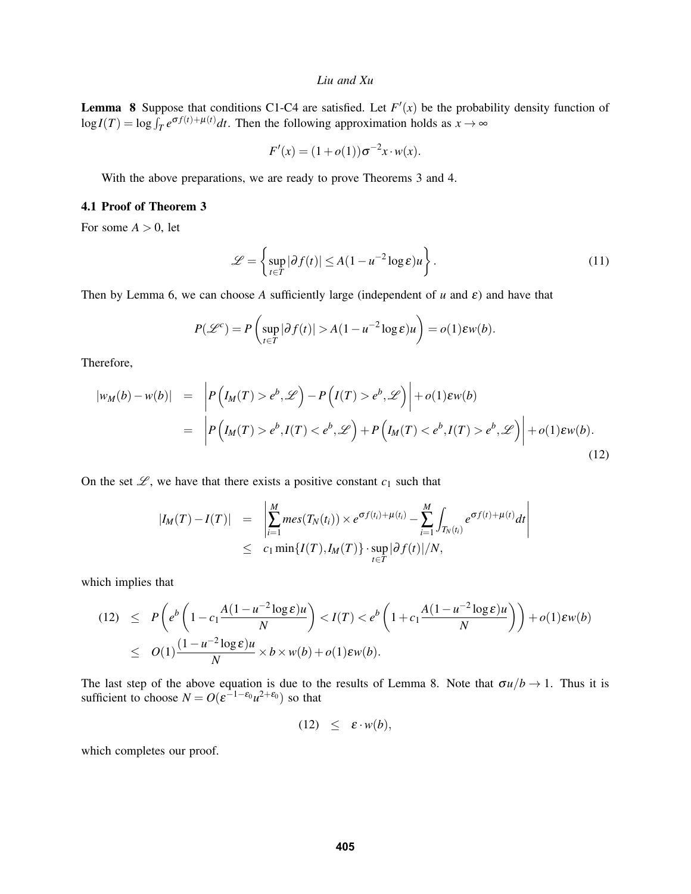**Lemma 8** Suppose that conditions C1-C4 are satisfied. Let $F'(x)$ be the probability density function of $\log I(T) = \log \int_T e^{\sigma f(t)+\mu(t)} dt$. Then the following approximation holds as $x \to \infty$

$$F'(x) = (1+o(1))\sigma^{-2} x \cdot w(x).$$

With the above preparations, we are ready to prove Theorems 3 and 4.

### 4.1 Proof of Theorem 3

For some $A > 0$, let

$$\mathscr{L} = \left\{ \sup_{t \in T} |\partial f(t)| \leq A(1 - u^{-2} \log \varepsilon) u \right\}. \tag{11}$$

Then by Lemma 6, we can choose $A$ sufficiently large (independent of $u$ and $\varepsilon$) and have that

$$P(\mathscr{L}^c) = P\left( \sup_{t \in T} |\partial f(t)| > A(1 - u^{-2} \log \varepsilon) u \right) = o(1) \varepsilon w(b).$$

Therefore,

$$\begin{aligned}
|w_M(b) - w(b)| &= \left| P\left( I_M(T) > e^b, \mathscr{L} \right) - P\left( I(T) > e^b, \mathscr{L} \right) \right| + o(1)\varepsilon w(b) \\
&= \left| P\left( I_M(T) > e^b, I(T) < e^b, \mathscr{L} \right) + P\left( I_M(T) < e^b, I(T) > e^b, \mathscr{L} \right) \right| + o(1)\varepsilon w(b).
\end{aligned} \tag{12}$$

On the set $\mathscr{L}$, we have that there exists a positive constant $c_1$ such that

$$\begin{aligned}
|I_M(T) - I(T)| &= \left| \sum_{i=1}^{M} mes(T_N(t_i)) \times e^{\sigma f(t_i) + \mu(t_i)} - \sum_{i=1}^{M} \int_{T_N(t_i)} e^{\sigma f(t) + \mu(t)} dt \right| \\
&\leq c_1 \min\{I(T), I_M(T)\} \cdot \sup_{t \in T} |\partial f(t)| / N,
\end{aligned}$$

which implies that

$$\begin{aligned}
(12) &\leq P\left( e^b \left( 1 - c_1 \frac{A(1 - u^{-2} \log \varepsilon) u}{N} \right) < I(T) < e^b \left( 1 + c_1 \frac{A(1 - u^{-2} \log \varepsilon) u}{N} \right) \right) + o(1)\varepsilon w(b) \\
&\leq O(1) \frac{(1 - u^{-2} \log \varepsilon) u}{N} \times b \times w(b) + o(1)\varepsilon w(b).
\end{aligned}$$

The last step of the above equation is due to the results of Lemma 8. Note that $\sigma u / b \to 1$. Thus it is sufficient to choose $N = O(\varepsilon^{-1-\varepsilon_0} u^{2+\varepsilon_0})$ so that

$$(12) \quad \leq \quad \varepsilon \cdot w(b),$$

which completes our proof.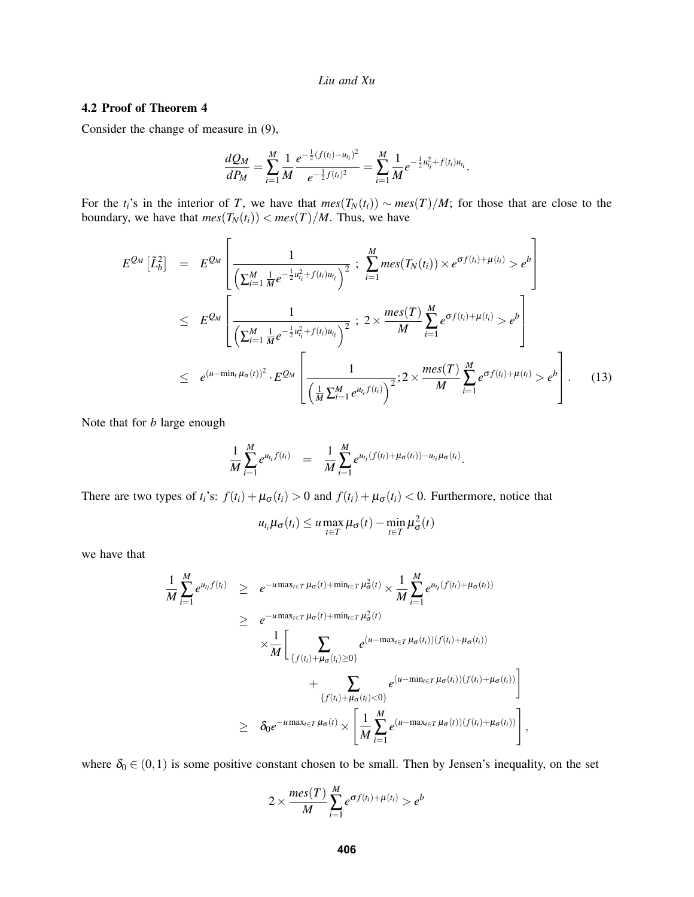### 4.2 Proof of Theorem 4

Consider the change of measure in (9),

$$\frac{dQ_M}{dP_M} = \sum_{i=1}^{M} \frac{1}{M} \frac{e^{-\frac{1}{2}(f(t_i)-u_{t_i})^2}}{e^{-\frac{1}{2}f(t_i)^2}} = \sum_{i=1}^{M} \frac{1}{M} e^{-\frac{1}{2}u_{t_i}^2 + f(t_i)u_{t_i}}.$$

For the $t_i$'s in the interior of $T$, we have that $mes(T_N(t_i)) \sim mes(T)/M$; for those that are close to the boundary, we have that $mes(T_N(t_i)) < mes(T)/M$. Thus, we have

$$\begin{aligned}
E^{Q_M}\left[\tilde{L}_b^2\right] &= E^{Q_M}\left[\frac{1}{\left(\sum_{i=1}^{M}\frac{1}{M}e^{-\frac{1}{2}u_{t_i}^2+f(t_i)u_{t_i}}\right)^2}\ ;\ \sum_{i=1}^{M} mes(T_N(t_i)) \times e^{\sigma f(t_i)+\mu(t_i)} > e^b\right] \\
&\leq E^{Q_M}\left[\frac{1}{\left(\sum_{i=1}^{M}\frac{1}{M}e^{-\frac{1}{2}u_{t_i}^2+f(t_i)u_{t_i}}\right)^2}\ ;\ 2 \times \frac{mes(T)}{M}\sum_{i=1}^{M} e^{\sigma f(t_i)+\mu(t_i)} > e^b\right] \\
&\leq e^{(u-\min_t \mu_\sigma(t))^2} \cdot E^{Q_M}\left[\frac{1}{\left(\frac{1}{M}\sum_{i=1}^{M} e^{u_{t_i} f(t_i)}\right)^2}; 2 \times \frac{mes(T)}{M}\sum_{i=1}^{M} e^{\sigma f(t_i)+\mu(t_i)} > e^b\right]. \qquad (13)
\end{aligned}$$

Note that for $b$ large enough

$$\frac{1}{M}\sum_{i=1}^{M} e^{u_{t_i} f(t_i)} \quad = \quad \frac{1}{M}\sum_{i=1}^{M} e^{u_{t_i}(f(t_i)+\mu_\sigma(t_i)) - u_{t_i}\mu_\sigma(t_i)}.$$

There are two types of $t_i$'s: $f(t_i)+\mu_\sigma(t_i) > 0$ and $f(t_i)+\mu_\sigma(t_i) < 0$. Furthermore, notice that

$$u_{t_i}\mu_\sigma(t_i) \leq u \max_{t\in T}\mu_\sigma(t) - \min_{t\in T}\mu_\sigma^2(t)$$

we have that

$$\begin{aligned}
\frac{1}{M}\sum_{i=1}^{M} e^{u_{t_i} f(t_i)} &\geq e^{-u\max_{t\in T}\mu_\sigma(t)+\min_{t\in T}\mu_\sigma^2(t)} \times \frac{1}{M}\sum_{i=1}^{M} e^{u_{t_i}(f(t_i)+\mu_\sigma(t_i))} \\
&\geq e^{-u\max_{t\in T}\mu_\sigma(t)+\min_{t\in T}\mu_\sigma^2(t)} \\
&\quad \times \frac{1}{M}\left[\sum_{\{f(t_i)+\mu_\sigma(t_i)\geq 0\}} e^{(u-\max_{t\in T}\mu_\sigma(t_i))(f(t_i)+\mu_\sigma(t_i))}\right. \\
&\qquad \left. + \sum_{\{f(t_i)+\mu_\sigma(t_i)<0\}} e^{(u-\min_{t\in T}\mu_\sigma(t_i))(f(t_i)+\mu_\sigma(t_i))}\right] \\
&\geq \delta_0 e^{-u\max_{t\in T}\mu_\sigma(t)} \times \left[\frac{1}{M}\sum_{i=1}^{M} e^{(u-\max_{t\in T}\mu_\sigma(t))(f(t_i)+\mu_\sigma(t_i))}\right],
\end{aligned}$$

where $\delta_0 \in (0,1)$ is some positive constant chosen to be small. Then by Jensen's inequality, on the set

$$2 \times \frac{mes(T)}{M}\sum_{i=1}^{M} e^{\sigma f(t_i)+\mu(t_i)} > e^b$$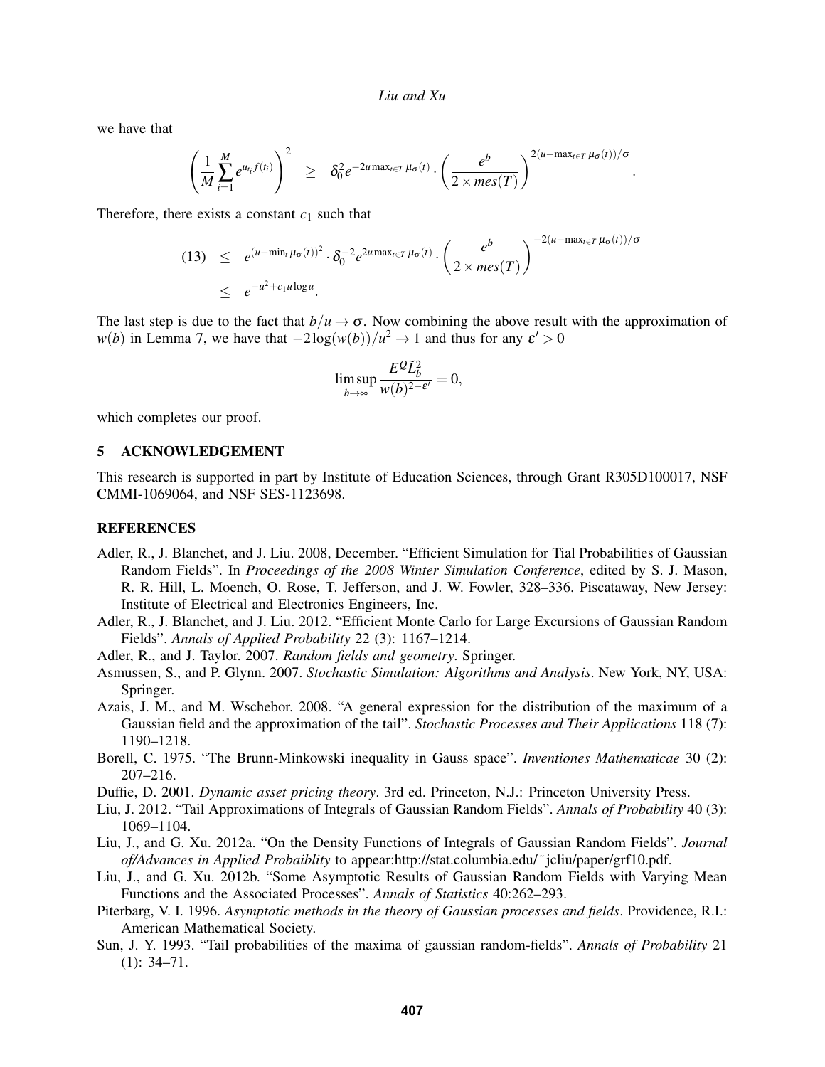we have that

$$\left(\frac{1}{M}\sum_{i=1}^{M} e^{u_{t_i} f(t_i)}\right)^2 \quad \geq \quad \delta_0^2 e^{-2u\max_{t\in T}\mu_\sigma(t)} \cdot \left(\frac{e^b}{2\times mes(T)}\right)^{2(u-\max_{t\in T}\mu_\sigma(t))/\sigma}.$$

Therefore, there exists a constant $c_1$ such that

$$\begin{aligned}
(13) \quad &\leq \quad e^{(u-\min_t \mu_\sigma(t))^2} \cdot \delta_0^{-2} e^{2u\max_{t\in T}\mu_\sigma(t)} \cdot \left(\frac{e^b}{2\times mes(T)}\right)^{-2(u-\max_{t\in T}\mu_\sigma(t))/\sigma} \\
&\leq \quad e^{-u^2+c_1 u\log u}.
\end{aligned}$$

The last step is due to the fact that $b/u \to \sigma$. Now combining the above result with the approximation of $w(b)$ in Lemma 7, we have that $-2\log(w(b))/u^2 \to 1$ and thus for any $\varepsilon' > 0$

$$\limsup_{b\to\infty} \frac{E^Q \tilde{L}_b^2}{w(b)^{2-\varepsilon'}} = 0,$$

which completes our proof.

## 5 ACKNOWLEDGEMENT

This research is supported in part by Institute of Education Sciences, through Grant R305D100017, NSF CMMI-1069064, and NSF SES-1123698.

## REFERENCES

Adler, R., J. Blanchet, and J. Liu. 2008, December. "Efficient Simulation for Tial Probabilities of Gaussian Random Fields". In *Proceedings of the 2008 Winter Simulation Conference*, edited by S. J. Mason, R. R. Hill, L. Moench, O. Rose, T. Jefferson, and J. W. Fowler, 328–336. Piscataway, New Jersey: Institute of Electrical and Electronics Engineers, Inc.

Adler, R., J. Blanchet, and J. Liu. 2012. "Efficient Monte Carlo for Large Excursions of Gaussian Random Fields". *Annals of Applied Probability* 22 (3): 1167–1214.

Adler, R., and J. Taylor. 2007. *Random fields and geometry*. Springer.

Asmussen, S., and P. Glynn. 2007. *Stochastic Simulation: Algorithms and Analysis*. New York, NY, USA: Springer.

Azais, J. M., and M. Wschebor. 2008. "A general expression for the distribution of the maximum of a Gaussian field and the approximation of the tail". *Stochastic Processes and Their Applications* 118 (7): 1190–1218.

Borell, C. 1975. "The Brunn-Minkowski inequality in Gauss space". *Inventiones Mathematicae* 30 (2): 207–216.

Duffie, D. 2001. *Dynamic asset pricing theory*. 3rd ed. Princeton, N.J.: Princeton University Press.

Liu, J. 2012. "Tail Approximations of Integrals of Gaussian Random Fields". *Annals of Probability* 40 (3): 1069–1104.

Liu, J., and G. Xu. 2012a. "On the Density Functions of Integrals of Gaussian Random Fields". *Journal of/Advances in Applied Probaiblity* to appear:http://stat.columbia.edu/~jcliu/paper/grf10.pdf.

Liu, J., and G. Xu. 2012b. "Some Asymptotic Results of Gaussian Random Fields with Varying Mean Functions and the Associated Processes". *Annals of Statistics* 40:262–293.

Piterbarg, V. I. 1996. *Asymptotic methods in the theory of Gaussian processes and fields*. Providence, R.I.: American Mathematical Society.

Sun, J. Y. 1993. "Tail probabilities of the maxima of gaussian random-fields". *Annals of Probability* 21 (1): 34–71.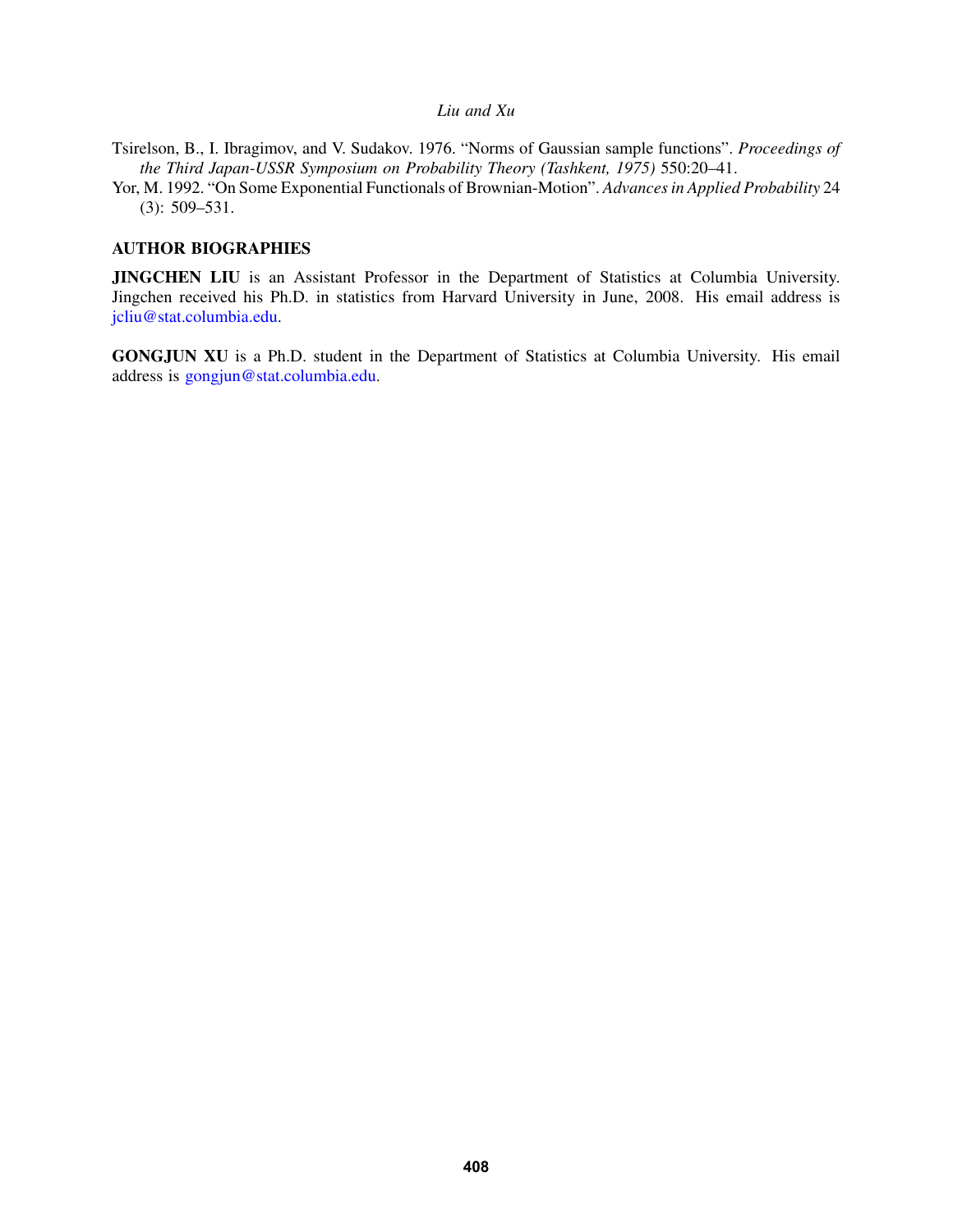Tsirelson, B., I. Ibragimov, and V. Sudakov. 1976. "Norms of Gaussian sample functions". *Proceedings of the Third Japan-USSR Symposium on Probability Theory (Tashkent, 1975)* 550:20–41.

Yor, M. 1992. "On Some Exponential Functionals of Brownian-Motion". *Advances in Applied Probability* 24 (3): 509–531.

## AUTHOR BIOGRAPHIES

**JINGCHEN LIU** is an Assistant Professor in the Department of Statistics at Columbia University. Jingchen received his Ph.D. in statistics from Harvard University in June, 2008. His email address is jcliu@stat.columbia.edu.

**GONGJUN XU** is a Ph.D. student in the Department of Statistics at Columbia University. His email address is gongjun@stat.columbia.edu.